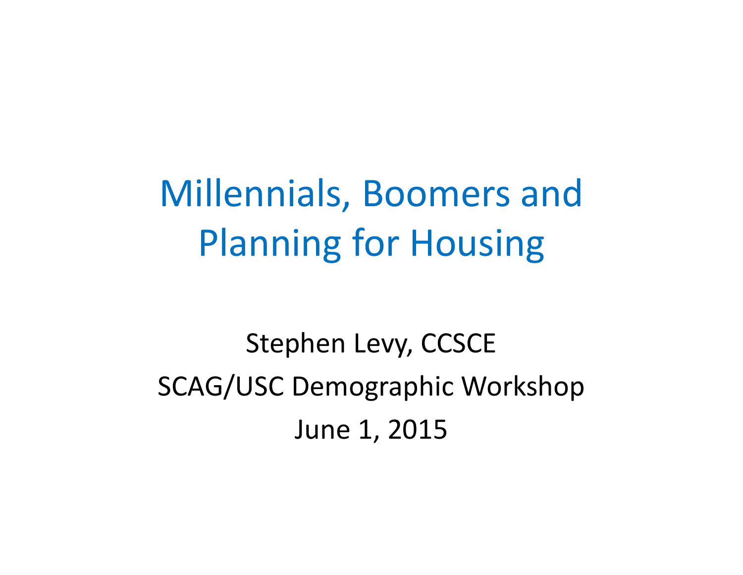# Millennials, Boomers and Planning for Housing

Stephen Levy, CCSCE

SCAG/USC Demographic Workshop

June 1, 2015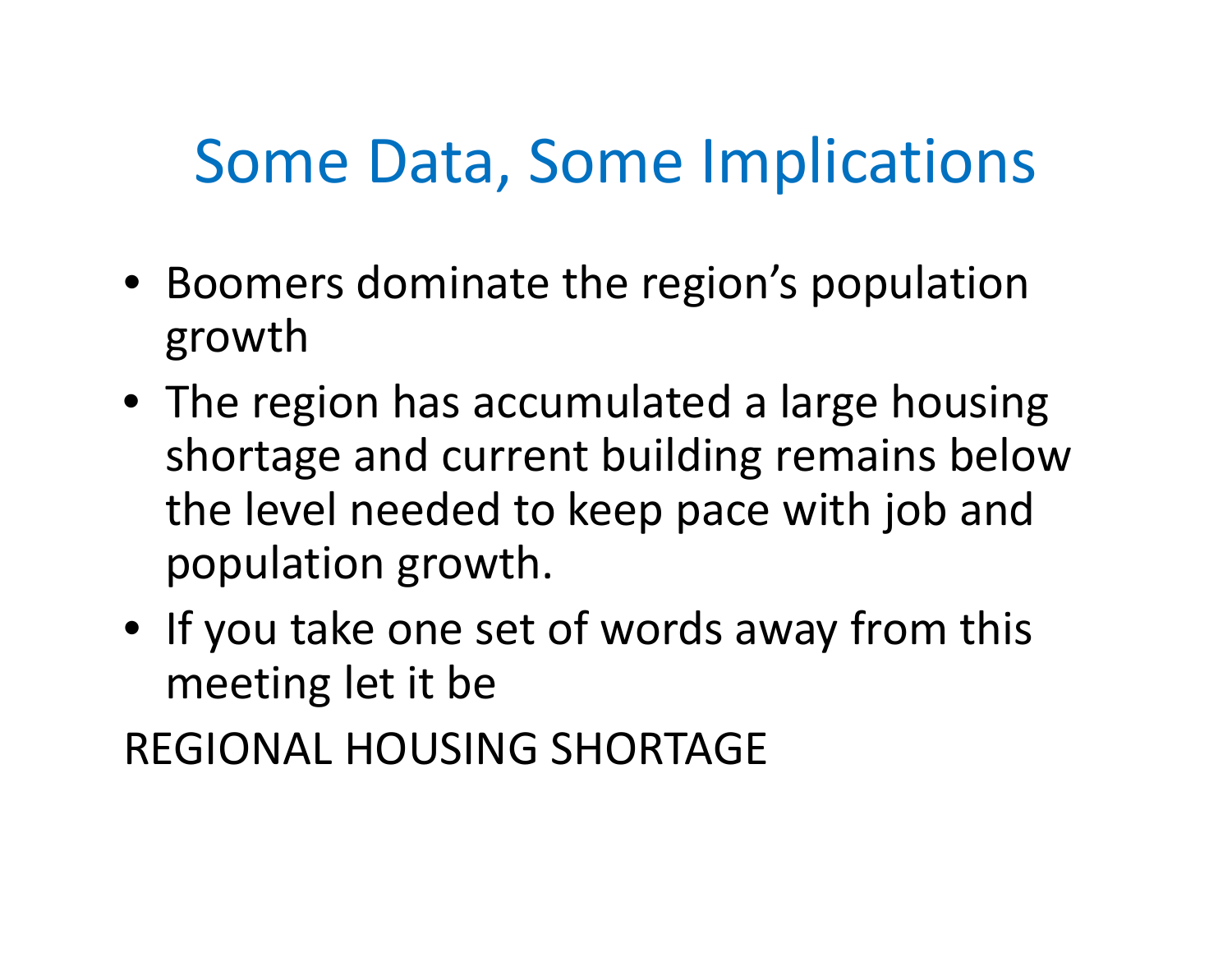# Some Data, Some Implications

- Boomers dominate the region's population growth
- The region has accumulated a large housing shortage and current building remains below the level needed to keep pace with job and population growth.
- If you take one set of words away from this meeting let it be

REGIONAL HOUSING SHORTAGE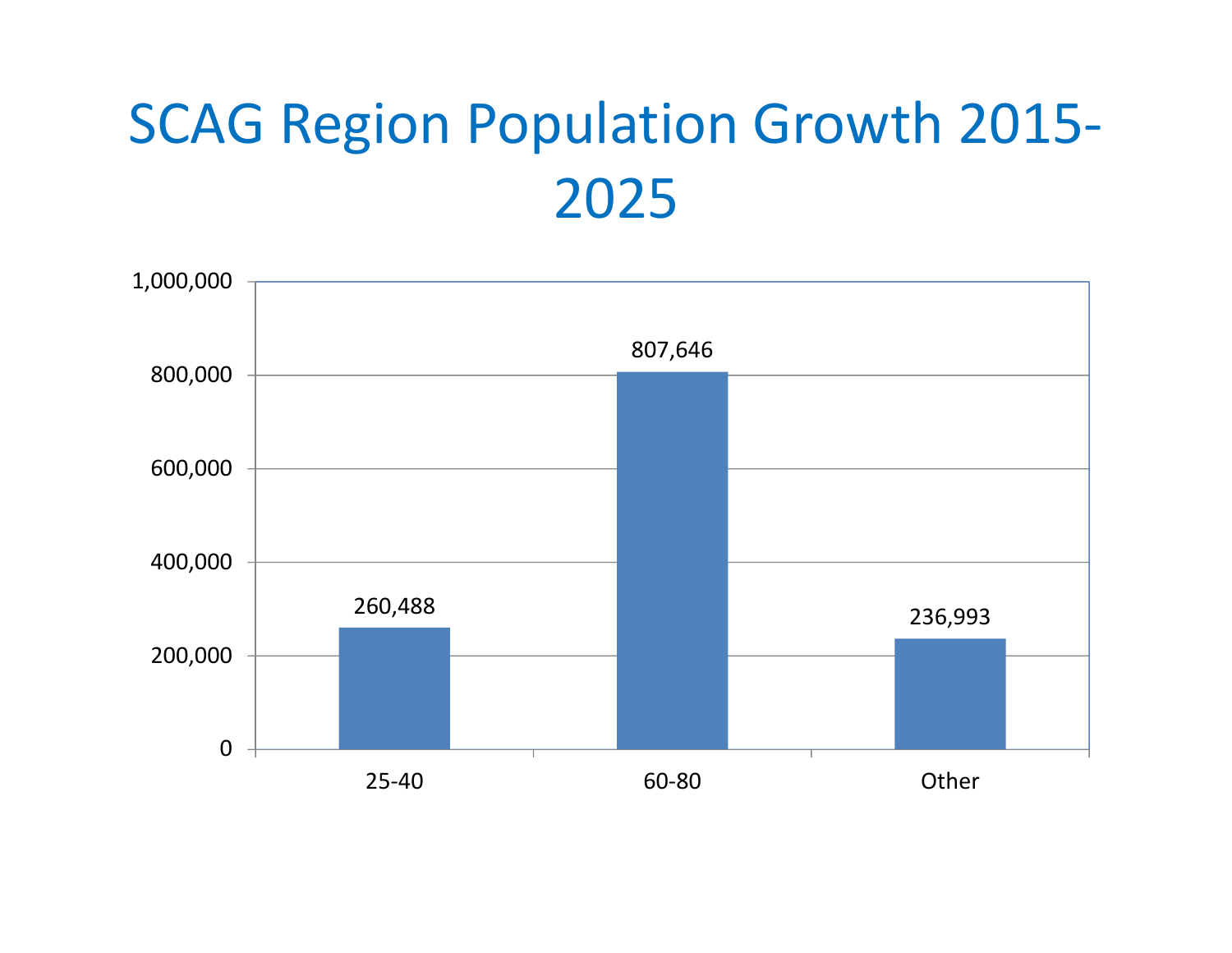# SCAG Region Population Growth 2015-2025

| Age Group | Population Growth |
|---|---|
| 25-40 | 260,488 |
| 60-80 | 807,646 |
| Other | 236,993 |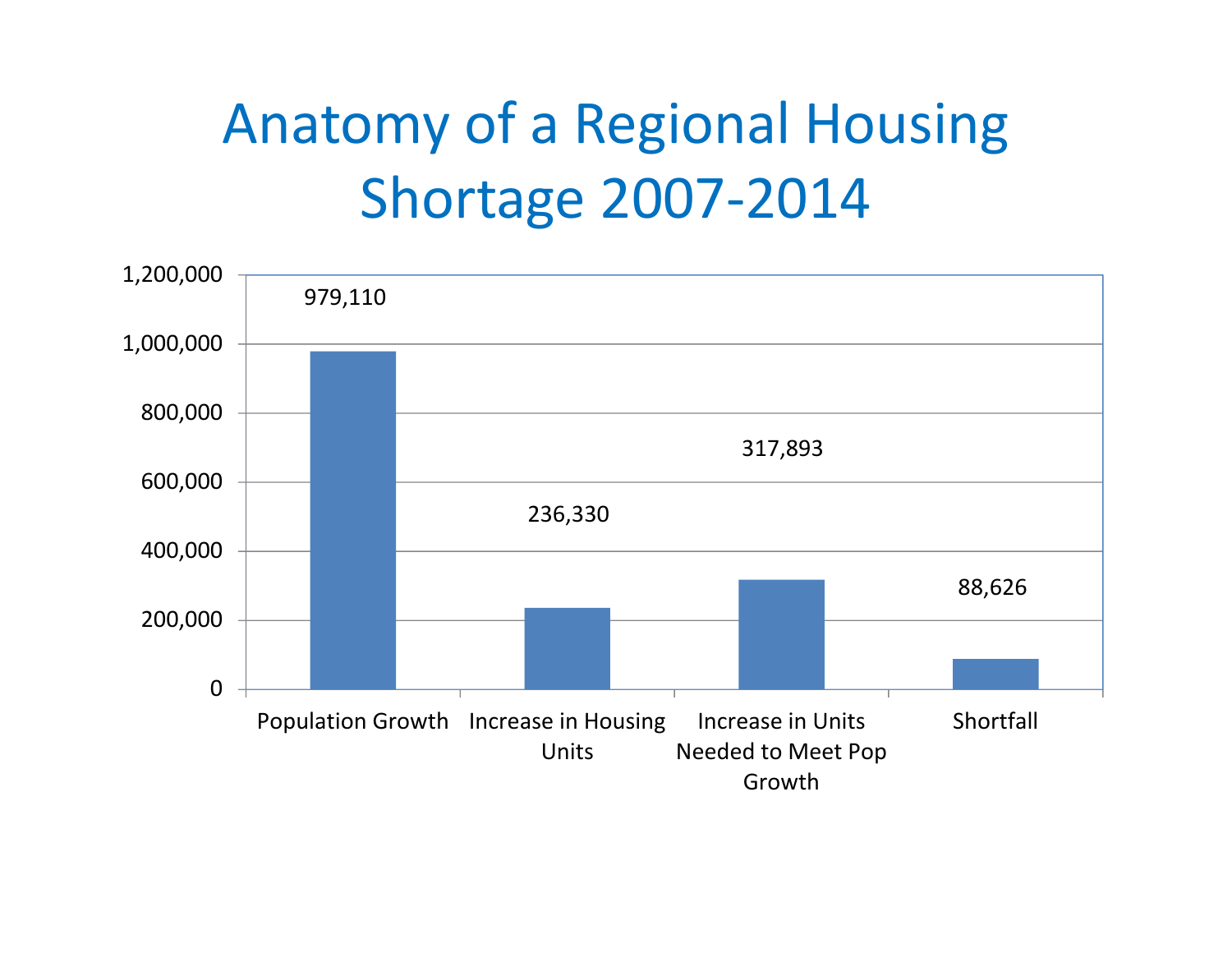# Anatomy of a Regional Housing Shortage 2007-2014

| Category | Value |
|---|---|
| Population Growth | 979,110 |
| Increase in Housing Units | 236,330 |
| Increase in Units Needed to Meet Pop Growth | 317,893 |
| Shortfall | 88,626 |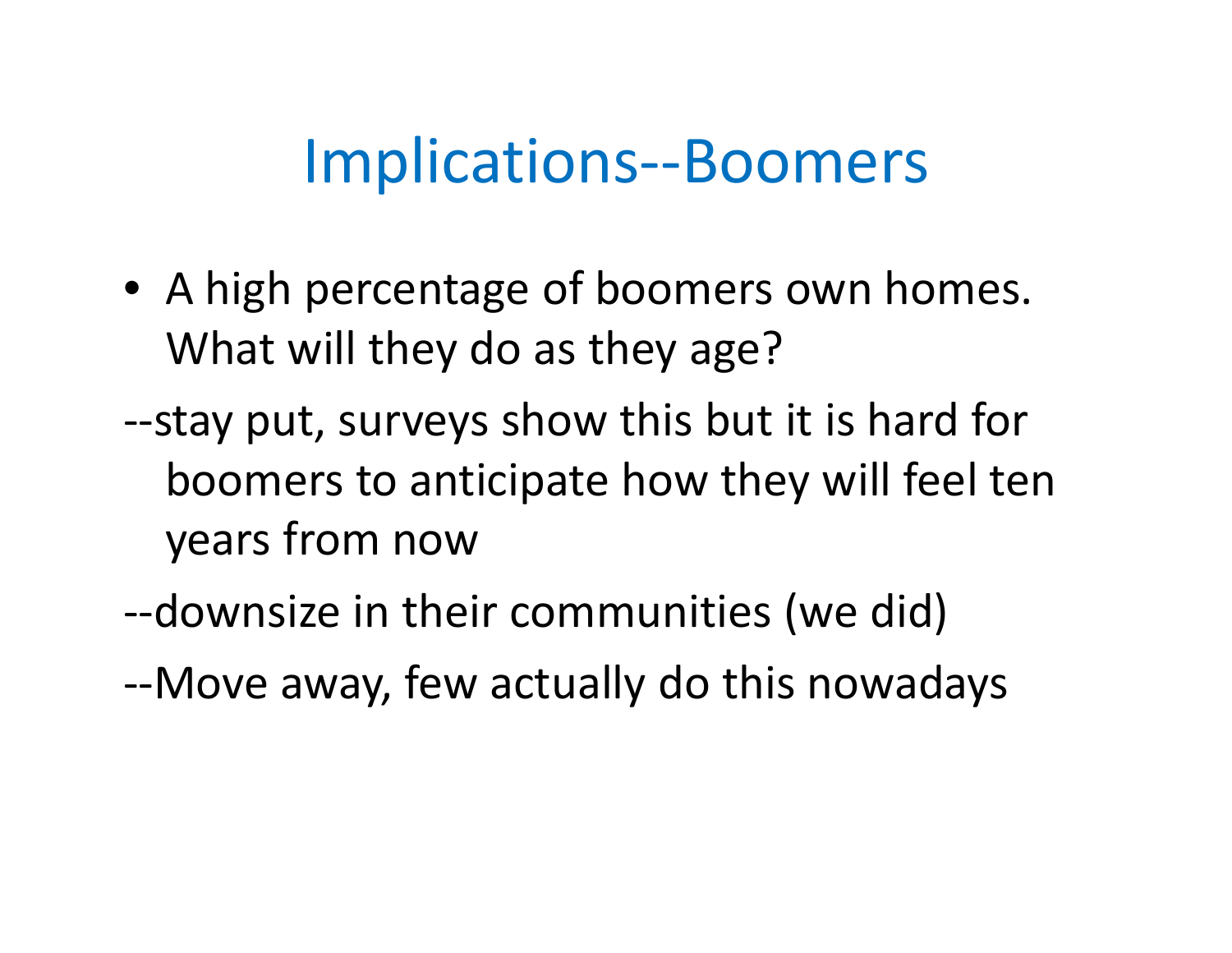# Implications--Boomers

- A high percentage of boomers own homes. What will they do as they age?

--stay put, surveys show this but it is hard for boomers to anticipate how they will feel ten years from now

--downsize in their communities (we did)

--Move away, few actually do this nowadays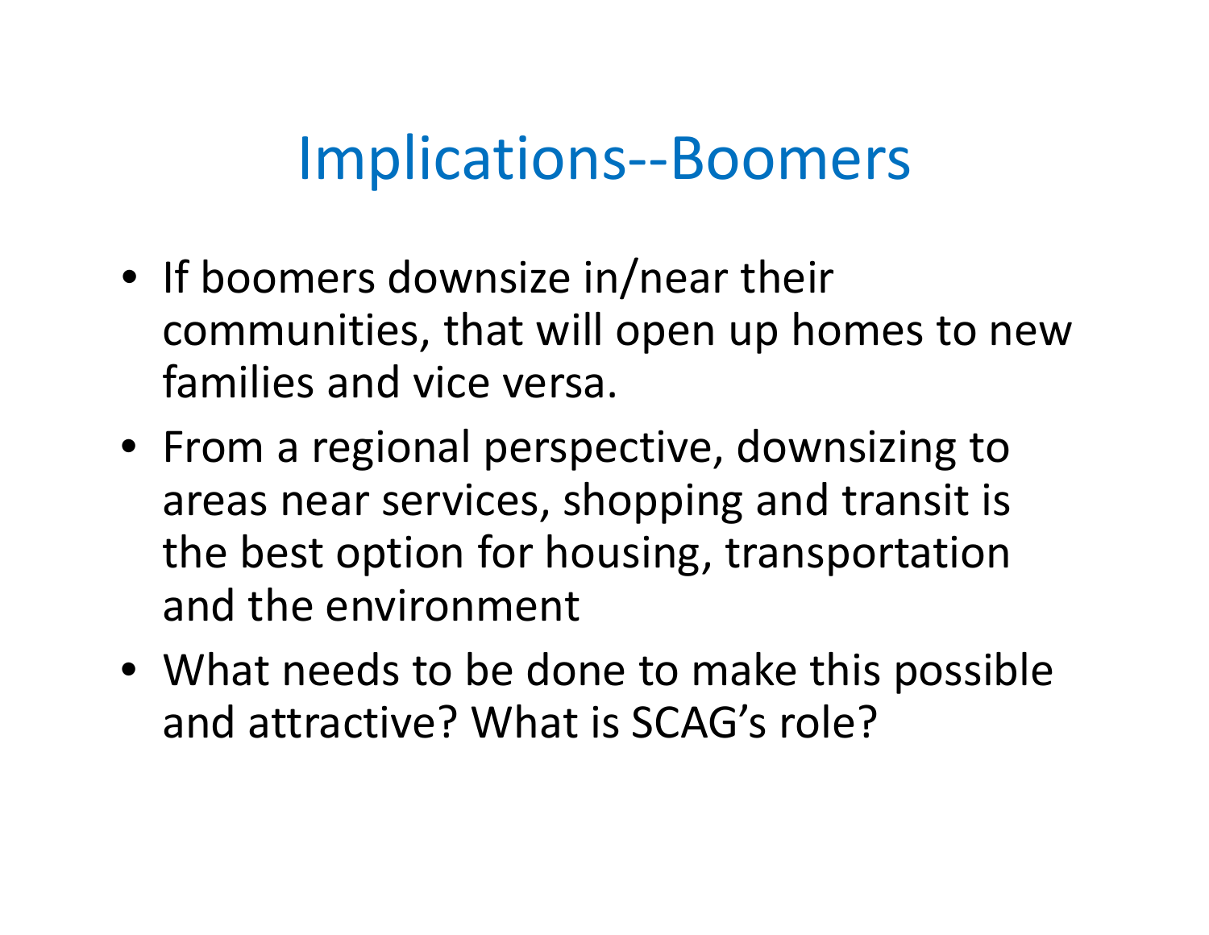# Implications--Boomers

- If boomers downsize in/near their communities, that will open up homes to new families and vice versa.
- From a regional perspective, downsizing to areas near services, shopping and transit is the best option for housing, transportation and the environment
- What needs to be done to make this possible and attractive? What is SCAG's role?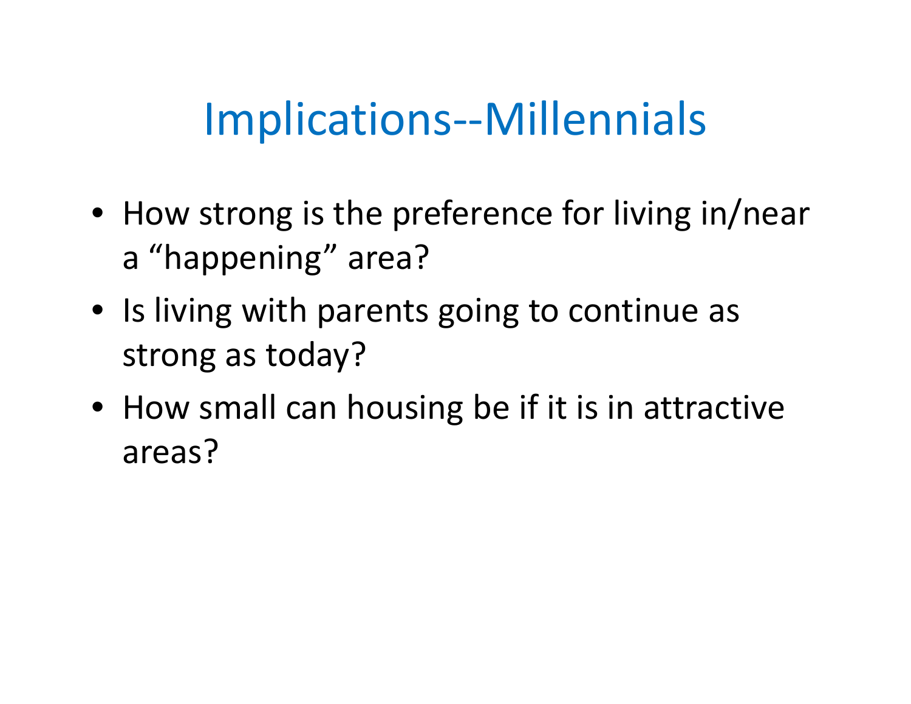# Implications--Millennials

- How strong is the preference for living in/near a "happening" area?
- Is living with parents going to continue as strong as today?
- How small can housing be if it is in attractive areas?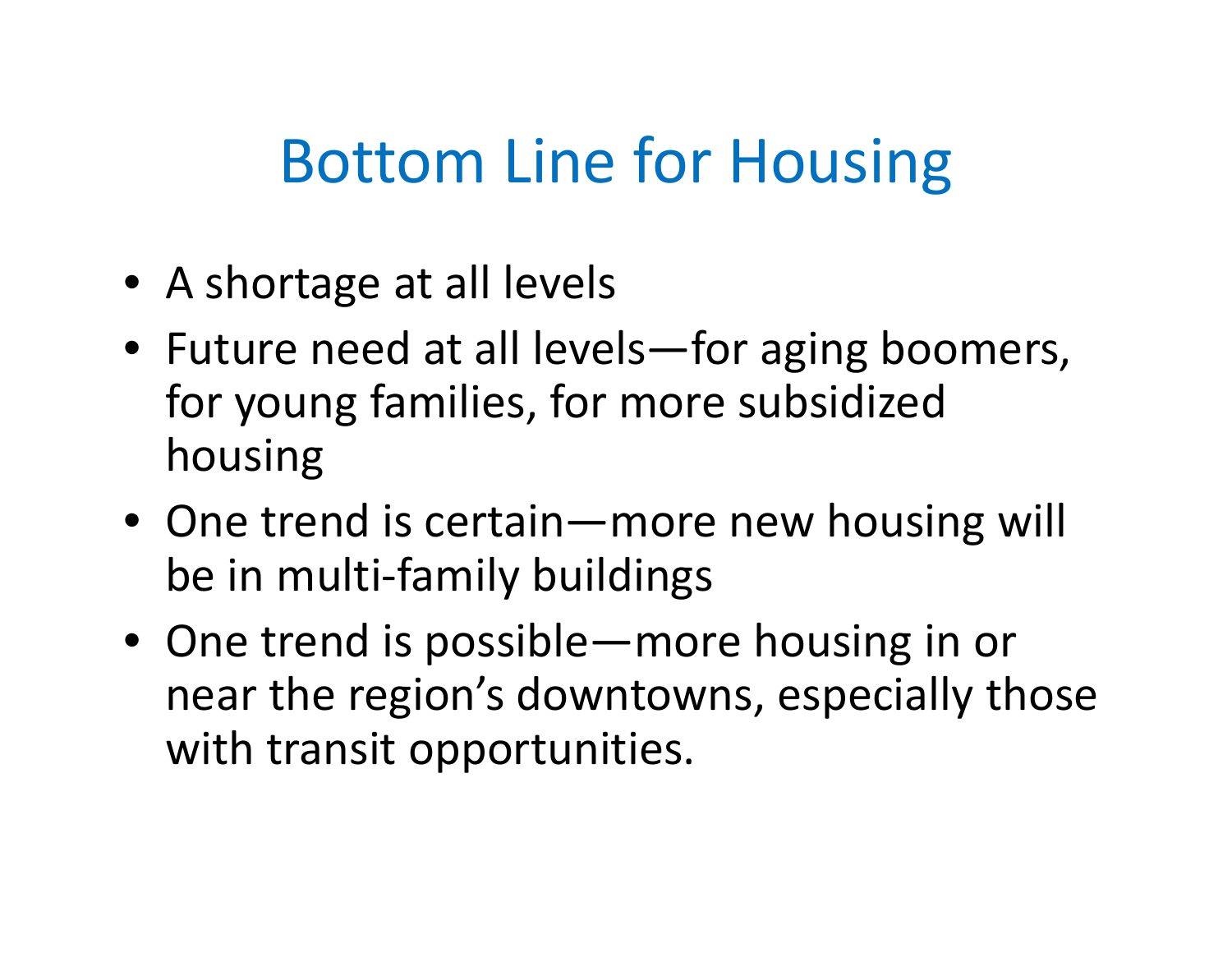# Bottom Line for Housing

- A shortage at all levels
- Future need at all levels—for aging boomers, for young families, for more subsidized housing
- One trend is certain—more new housing will be in multi-family buildings
- One trend is possible—more housing in or near the region's downtowns, especially those with transit opportunities.